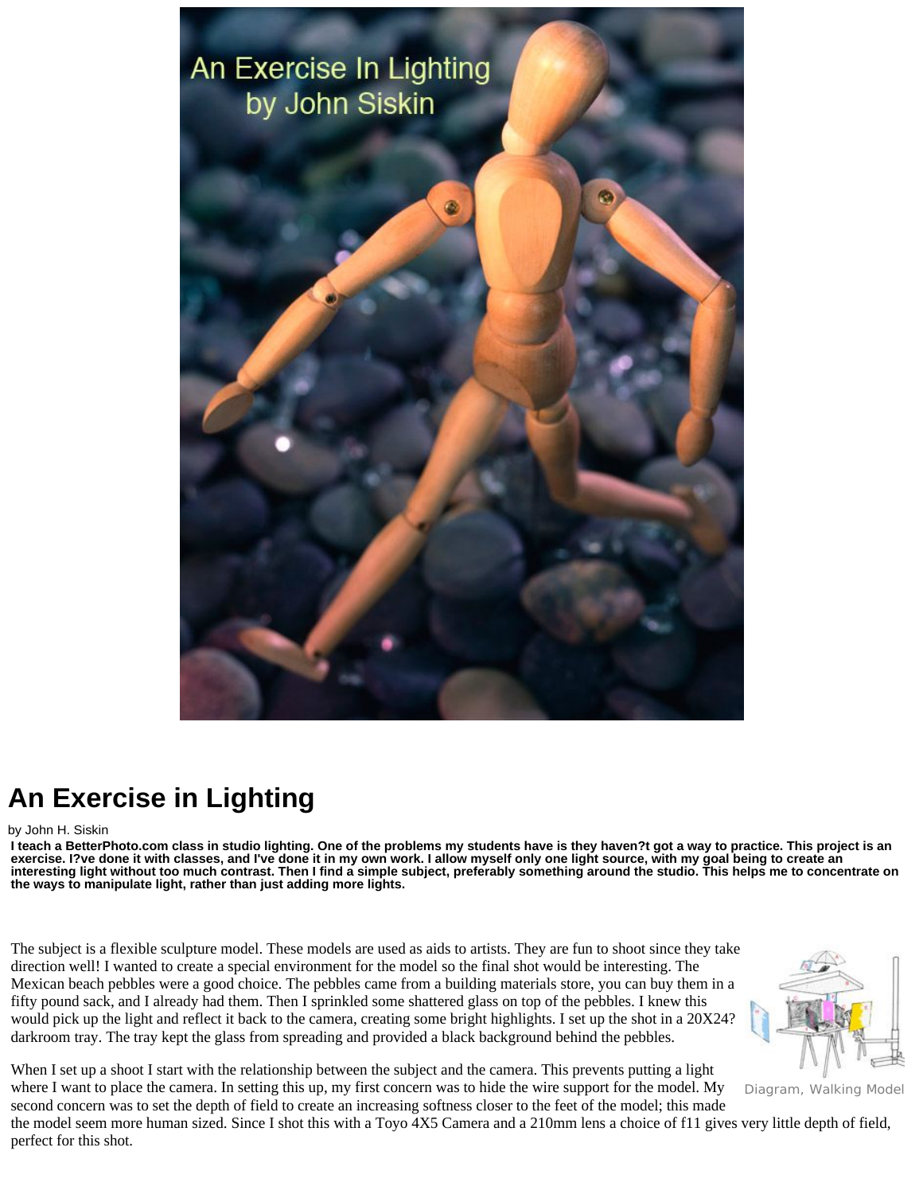# An Exercise in Lighting

by John H. Siskin

**I teach a BetterPhoto.com class in studio lighting. One of the problems my students have is they haven?t got a way to practice. This project is an exercise. I?ve done it with classes, and I've done it in my own work. I allow myself only one light source, with my goal being to create an interesting light without too much contrast. Then I find a simple subject, preferably something around the studio. This helps me to concentrate on the ways to manipulate light, rather than just adding more lights.**

The subject is a flexible sculpture model. These models are used as aids to artists. They are fun to shoot since they take direction well! I wanted to create a special environment for the model so the final shot would be interesting. The Mexican beach pebbles were a good choice. The pebbles came from a building materials store, you can buy them in a fifty pound sack, and I already had them. Then I sprinkled some shattered glass on top of the pebbles. I knew this would pick up the light and reflect it back to the camera, creating some bright highlights. I set up the shot in a 20X24? darkroom tray. The tray kept the glass from spreading and provided a black background behind the pebbles.

Diagram, Walking Model

When I set up a shoot I start with the relationship between the subject and the camera. This prevents putting a light where I want to place the camera. In setting this up, my first concern was to hide the wire support for the model. My second concern was to set the depth of field to create an increasing softness closer to the feet of the model; this made the model seem more human sized. Since I shot this with a Toyo 4X5 Camera and a 210mm lens a choice of f11 gives very little depth of field, perfect for this shot.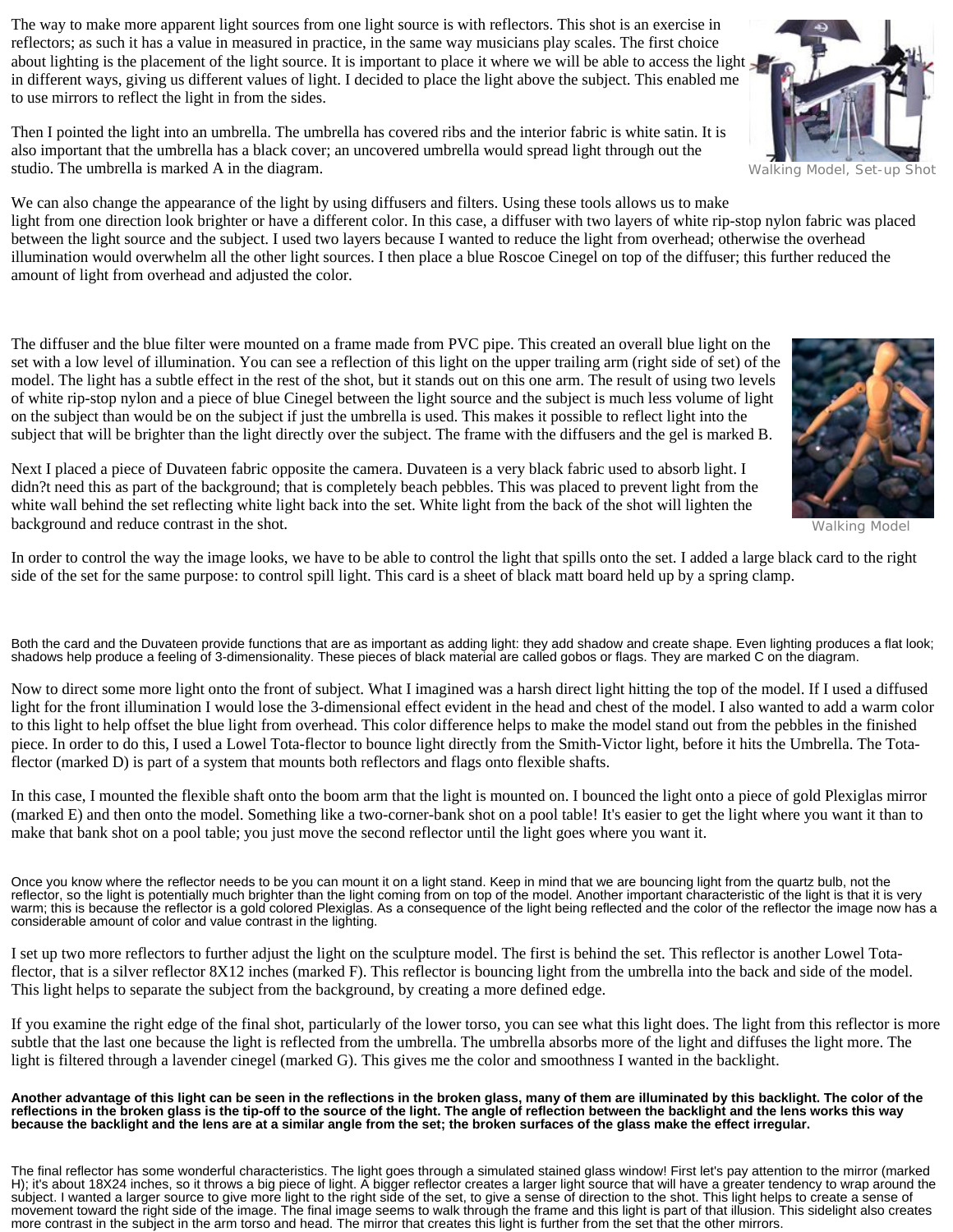The way to make more apparent light sources from one light source is with reflectors. This shot is an exercise in reflectors; as such it has a value in measured in practice, in the same way musicians play scales. The first choice about lighting is the placement of the light source. It is important to place it where we will be able to access the light in different ways, giving us different values of light. I decided to place the light above the subject. This enabled me to use mirrors to reflect the light in from the sides.

Then I pointed the light into an umbrella. The umbrella has covered ribs and the interior fabric is white satin. It is also important that the umbrella has a black cover; an uncovered umbrella would spread light through out the studio. The umbrella is marked A in the diagram.

Walking Model, Set-up Shot

We can also change the appearance of the light by using diffusers and filters. Using these tools allows us to make light from one direction look brighter or have a different color. In this case, a diffuser with two layers of white rip-stop nylon fabric was placed between the light source and the subject. I used two layers because I wanted to reduce the light from overhead; otherwise the overhead illumination would overwhelm all the other light sources. I then place a blue Roscoe Cinegel on top of the diffuser; this further reduced the amount of light from overhead and adjusted the color.

The diffuser and the blue filter were mounted on a frame made from PVC pipe. This created an overall blue light on the set with a low level of illumination. You can see a reflection of this light on the upper trailing arm (right side of set) of the model. The light has a subtle effect in the rest of the shot, but it stands out on this one arm. The result of using two levels of white rip-stop nylon and a piece of blue Cinegel between the light source and the subject is much less volume of light on the subject than would be on the subject if just the umbrella is used. This makes it possible to reflect light into the subject that will be brighter than the light directly over the subject. The frame with the diffusers and the gel is marked B.

Next I placed a piece of Duvateen fabric opposite the camera. Duvateen is a very black fabric used to absorb light. I didn?t need this as part of the background; that is completely beach pebbles. This was placed to prevent light from the white wall behind the set reflecting white light back into the set. White light from the back of the shot will lighten the background and reduce contrast in the shot.

Walking Model

In order to control the way the image looks, we have to be able to control the light that spills onto the set. I added a large black card to the right side of the set for the same purpose: to control spill light. This card is a sheet of black matt board held up by a spring clamp.

Both the card and the Duvateen provide functions that are as important as adding light: they add shadow and create shape. Even lighting produces a flat look; shadows help produce a feeling of 3-dimensionality. These pieces of black material are called gobos or flags. They are marked C on the diagram.

Now to direct some more light onto the front of subject. What I imagined was a harsh direct light hitting the top of the model. If I used a diffused light for the front illumination I would lose the 3-dimensional effect evident in the head and chest of the model. I also wanted to add a warm color to this light to help offset the blue light from overhead. This color difference helps to make the model stand out from the pebbles in the finished piece. In order to do this, I used a Lowel Tota-flector to bounce light directly from the Smith-Victor light, before it hits the Umbrella. The Tota-flector (marked D) is part of a system that mounts both reflectors and flags onto flexible shafts.

In this case, I mounted the flexible shaft onto the boom arm that the light is mounted on. I bounced the light onto a piece of gold Plexiglas mirror (marked E) and then onto the model. Something like a two-corner-bank shot on a pool table! It's easier to get the light where you want it than to make that bank shot on a pool table; you just move the second reflector until the light goes where you want it.

Once you know where the reflector needs to be you can mount it on a light stand. Keep in mind that we are bouncing light from the quartz bulb, not the reflector, so the light is potentially much brighter than the light coming from on top of the model. Another important characteristic of the light is that it is very warm; this is because the reflector is a gold colored Plexiglas. As a consequence of the light being reflected and the color of the reflector the image now has a considerable amount of color and value contrast in the lighting.

I set up two more reflectors to further adjust the light on the sculpture model. The first is behind the set. This reflector is another Lowel Tota-flector, that is a silver reflector 8X12 inches (marked F). This reflector is bouncing light from the umbrella into the back and side of the model. This light helps to separate the subject from the background, by creating a more defined edge.

If you examine the right edge of the final shot, particularly of the lower torso, you can see what this light does. The light from this reflector is more subtle that the last one because the light is reflected from the umbrella. The umbrella absorbs more of the light and diffuses the light more. The light is filtered through a lavender cinegel (marked G). This gives me the color and smoothness I wanted in the backlight.

**Another advantage of this light can be seen in the reflections in the broken glass, many of them are illuminated by this backlight. The color of the reflections in the broken glass is the tip-off to the source of the light. The angle of reflection between the backlight and the lens works this way because the backlight and the lens are at a similar angle from the set; the broken surfaces of the glass make the effect irregular.**

The final reflector has some wonderful characteristics. The light goes through a simulated stained glass window! First let's pay attention to the mirror (marked H); it's about 18X24 inches, so it throws a big piece of light. A bigger reflector creates a larger light source that will have a greater tendency to wrap around the subject. I wanted a larger source to give more light to the right side of the set, to give a sense of direction to the shot. This light helps to create a sense of movement toward the right side of the image. The final image seems to walk through the frame and this light is part of that illusion. This sidelight also creates more contrast in the subject in the arm torso and head. The mirror that creates this light is further from the set that the other mirrors.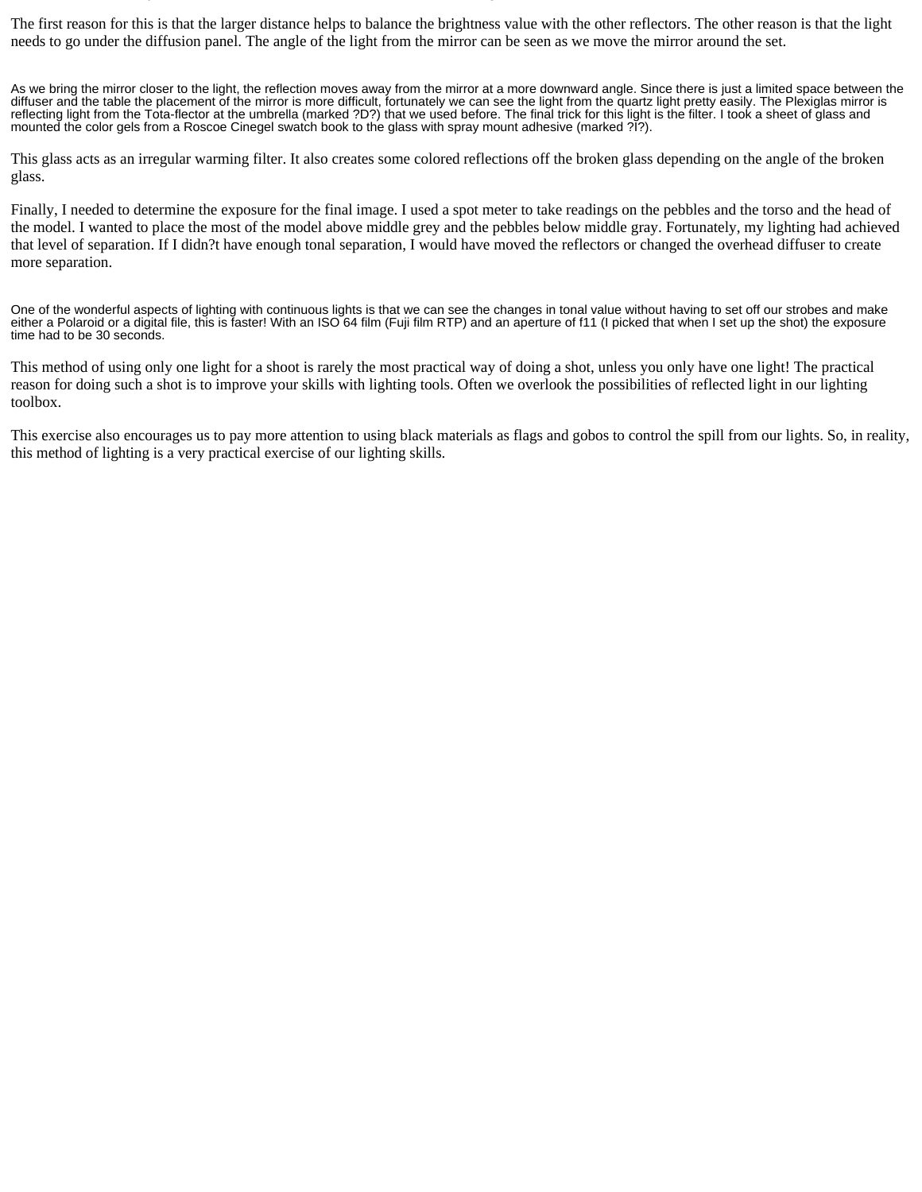The first reason for this is that the larger distance helps to balance the brightness value with the other reflectors. The other reason is that the light needs to go under the diffusion panel. The angle of the light from the mirror can be seen as we move the mirror around the set.

As we bring the mirror closer to the light, the reflection moves away from the mirror at a more downward angle. Since there is just a limited space between the diffuser and the table the placement of the mirror is more difficult, fortunately we can see the light from the quartz light pretty easily. The Plexiglas mirror is reflecting light from the Tota-flector at the umbrella (marked ?D?) that we used before. The final trick for this light is the filter. I took a sheet of glass and mounted the color gels from a Roscoe Cinegel swatch book to the glass with spray mount adhesive (marked ?I?).

This glass acts as an irregular warming filter. It also creates some colored reflections off the broken glass depending on the angle of the broken glass.

Finally, I needed to determine the exposure for the final image. I used a spot meter to take readings on the pebbles and the torso and the head of the model. I wanted to place the most of the model above middle grey and the pebbles below middle gray. Fortunately, my lighting had achieved that level of separation. If I didn?t have enough tonal separation, I would have moved the reflectors or changed the overhead diffuser to create more separation.

One of the wonderful aspects of lighting with continuous lights is that we can see the changes in tonal value without having to set off our strobes and make either a Polaroid or a digital file, this is faster! With an ISO 64 film (Fuji film RTP) and an aperture of f11 (I picked that when I set up the shot) the exposure time had to be 30 seconds.

This method of using only one light for a shoot is rarely the most practical way of doing a shot, unless you only have one light! The practical reason for doing such a shot is to improve your skills with lighting tools. Often we overlook the possibilities of reflected light in our lighting toolbox.

This exercise also encourages us to pay more attention to using black materials as flags and gobos to control the spill from our lights. So, in reality, this method of lighting is a very practical exercise of our lighting skills.